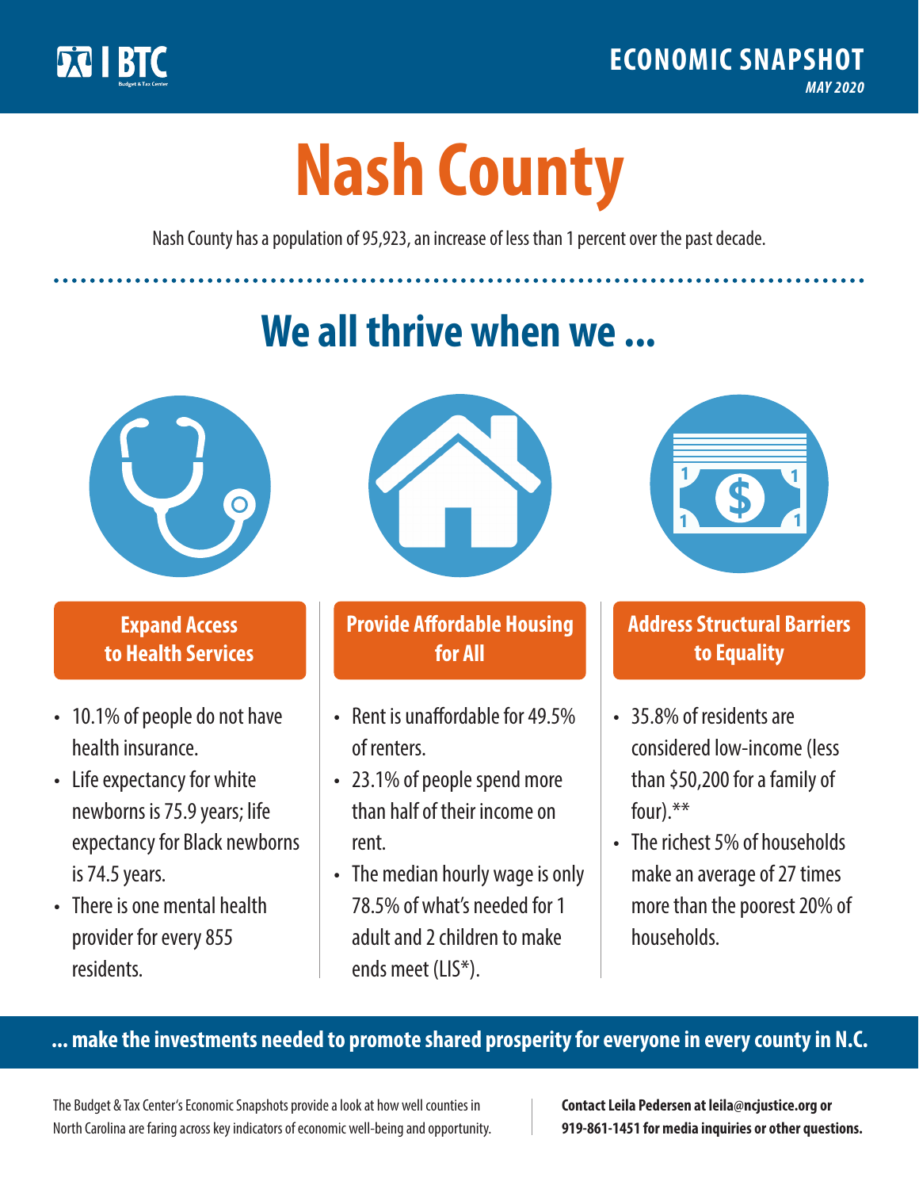ECONOMIC SNAPSHOT

*MAY 2020*

# Nash County

Nash County has a population of 95,923, an increase of less than 1 percent over the past decade.

## We all thrive when we ...

### Expand Access to Health Services

- 10.1% of people do not have health insurance.
- Life expectancy for white newborns is 75.9 years; life expectancy for Black newborns is 74.5 years.
- There is one mental health provider for every 855 residents.

### Provide Affordable Housing for All

- Rent is unaffordable for 49.5% of renters.
- 23.1% of people spend more than half of their income on rent.
- The median hourly wage is only 78.5% of what's needed for 1 adult and 2 children to make ends meet (LIS*).

### Address Structural Barriers to Equality

- 35.8% of residents are considered low-income (less than $50,200 for a family of four).**
- The richest 5% of households make an average of 27 times more than the poorest 20% of households.

**... make the investments needed to promote shared prosperity for everyone in every county in N.C.**

The Budget & Tax Center's Economic Snapshots provide a look at how well counties in North Carolina are faring across key indicators of economic well-being and opportunity.

**Contact Leila Pedersen at leila@ncjustice.org or 919-861-1451 for media inquiries or other questions.**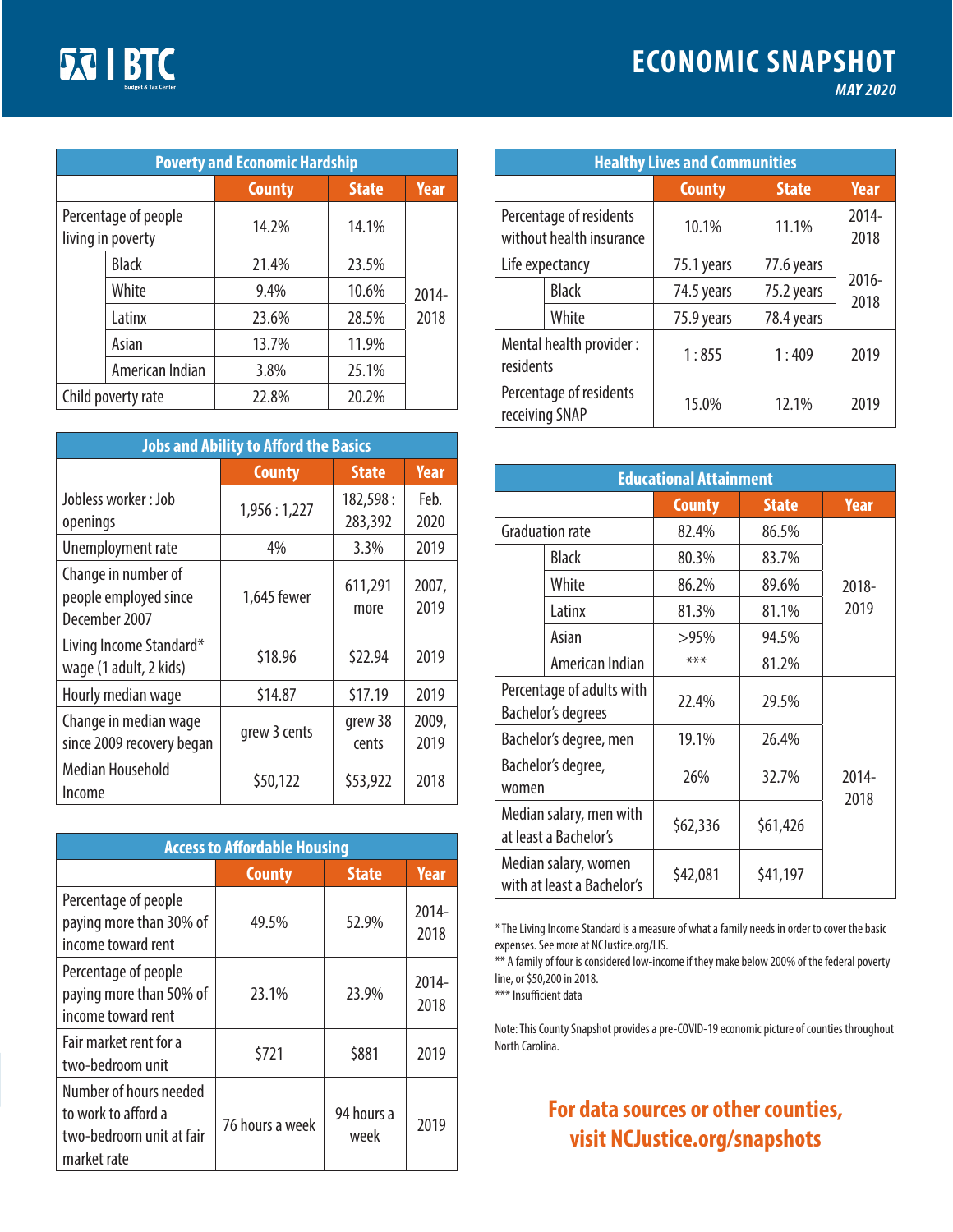BTC Budget & Tax Center

# ECONOMIC SNAPSHOT

*MAY 2020*

## Poverty and Economic Hardship

| | | County | State | Year |
|---|---|---|---|---|
| Percentage of people living in poverty | | 14.2% | 14.1% | 2014-2018 |
| | Black | 21.4% | 23.5% | |
| | White | 9.4% | 10.6% | |
| | Latinx | 23.6% | 28.5% | |
| | Asian | 13.7% | 11.9% | |
| | American Indian | 3.8% | 25.1% | |
| Child poverty rate | | 22.8% | 20.2% | |

## Jobs and Ability to Afford the Basics

| | County | State | Year |
|---|---|---|---|
| Jobless worker : Job openings | 1,956 : 1,227 | 182,598 : 283,392 | Feb. 2020 |
| Unemployment rate | 4% | 3.3% | 2019 |
| Change in number of people employed since December 2007 | 1,645 fewer | 611,291 more | 2007, 2019 |
| Living Income Standard* wage (1 adult, 2 kids) | $18.96 | $22.94 | 2019 |
| Hourly median wage | $14.87 | $17.19 | 2019 |
| Change in median wage since 2009 recovery began | grew 3 cents | grew 38 cents | 2009, 2019 |
| Median Household Income | $50,122 | $53,922 | 2018 |

## Access to Affordable Housing

| | County | State | Year |
|---|---|---|---|
| Percentage of people paying more than 30% of income toward rent | 49.5% | 52.9% | 2014-2018 |
| Percentage of people paying more than 50% of income toward rent | 23.1% | 23.9% | 2014-2018 |
| Fair market rent for a two-bedroom unit | $721 | $881 | 2019 |
| Number of hours needed to work to afford a two-bedroom unit at fair market rate | 76 hours a week | 94 hours a week | 2019 |

## Healthy Lives and Communities

| | | County | State | Year |
|---|---|---|---|---|
| Percentage of residents without health insurance | | 10.1% | 11.1% | 2014-2018 |
| Life expectancy | | 75.1 years | 77.6 years | 2016-2018 |
| | Black | 74.5 years | 75.2 years | |
| | White | 75.9 years | 78.4 years | |
| Mental health provider : residents | | 1 : 855 | 1 : 409 | 2019 |
| Percentage of residents receiving SNAP | | 15.0% | 12.1% | 2019 |

## Educational Attainment

| | | County | State | Year |
|---|---|---|---|---|
| Graduation rate | | 82.4% | 86.5% | 2018-2019 |
| | Black | 80.3% | 83.7% | |
| | White | 86.2% | 89.6% | |
| | Latinx | 81.3% | 81.1% | |
| | Asian | >95% | 94.5% | |
| | American Indian | *** | 81.2% | |
| Percentage of adults with Bachelor's degrees | | 22.4% | 29.5% | 2014-2018 |
| Bachelor's degree, men | | 19.1% | 26.4% | |
| Bachelor's degree, women | | 26% | 32.7% | |
| Median salary, men with at least a Bachelor's | | $62,336 | $61,426 | |
| Median salary, women with at least a Bachelor's | | $42,081 | $41,197 | |

* The Living Income Standard is a measure of what a family needs in order to cover the basic expenses. See more at NCJustice.org/LIS.

** A family of four is considered low-income if they make below 200% of the federal poverty line, or $50,200 in 2018.

*** Insufficient data

Note: This County Snapshot provides a pre-COVID-19 economic picture of counties throughout North Carolina.

**For data sources or other counties, visit NCJustice.org/snapshots**